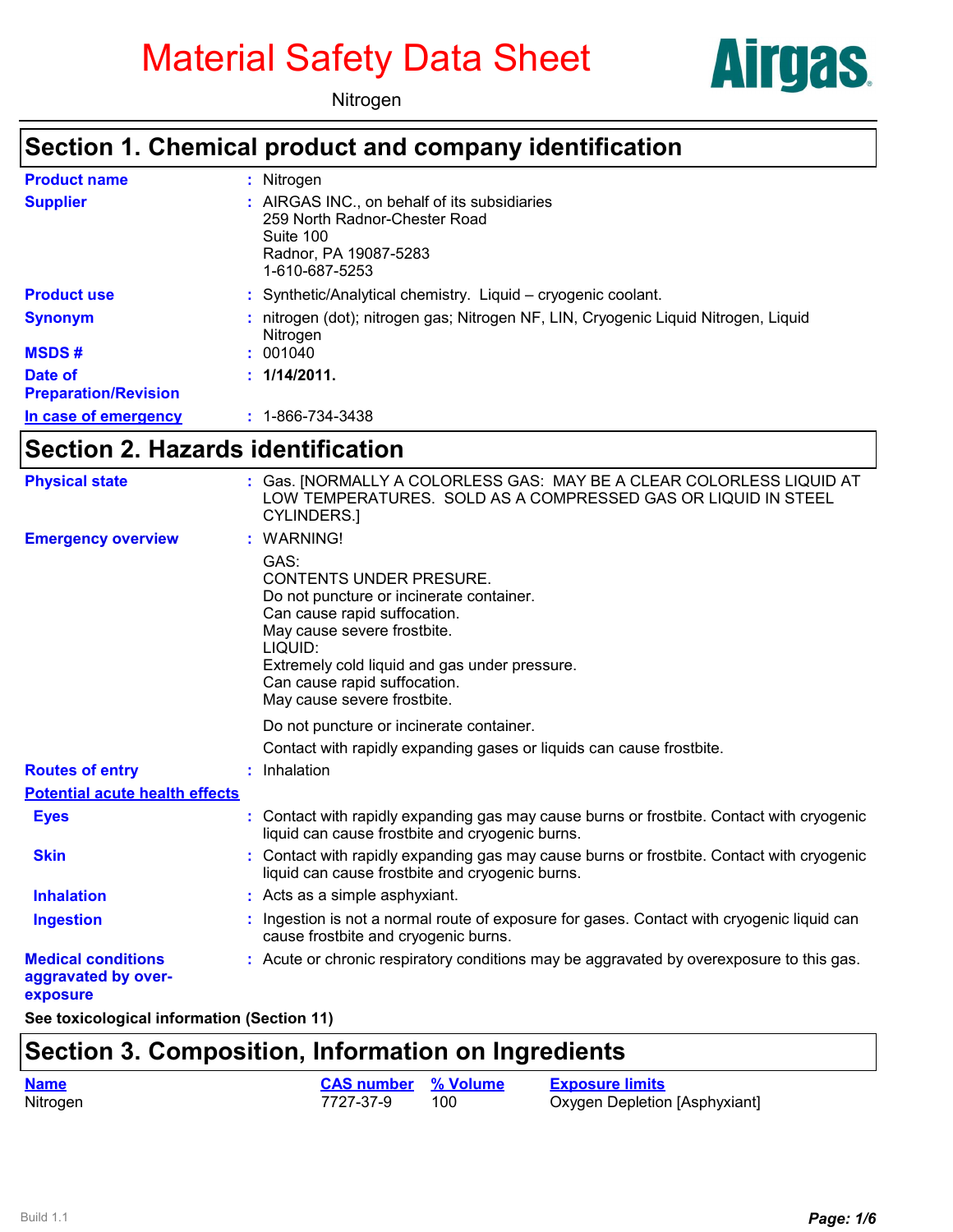# Material Safety Data Sheet

Nitrogen

## Section 1. Chemical product and company identification

**Product name** : Nitrogen

**Supplier** : AIRGAS INC., on behalf of its subsidiaries
259 North Radnor-Chester Road
Suite 100
Radnor, PA 19087-5283
1-610-687-5253

**Product use** : Synthetic/Analytical chemistry. Liquid – cryogenic coolant.

**Synonym** : nitrogen (dot); nitrogen gas; Nitrogen NF, LIN, Cryogenic Liquid Nitrogen, Liquid Nitrogen

**MSDS #** : 001040

**Date of Preparation/Revision** : **1/14/2011.**

**In case of emergency** : 1-866-734-3438

## Section 2. Hazards identification

**Physical state** : Gas. [NORMALLY A COLORLESS GAS: MAY BE A CLEAR COLORLESS LIQUID AT LOW TEMPERATURES. SOLD AS A COMPRESSED GAS OR LIQUID IN STEEL CYLINDERS.]

**Emergency overview** : WARNING!

GAS:
CONTENTS UNDER PRESURE.
Do not puncture or incinerate container.
Can cause rapid suffocation.
May cause severe frostbite.
LIQUID:
Extremely cold liquid and gas under pressure.
Can cause rapid suffocation.
May cause severe frostbite.

Do not puncture or incinerate container.

Contact with rapidly expanding gases or liquids can cause frostbite.

**Routes of entry** : Inhalation

**Potential acute health effects**

**Eyes** : Contact with rapidly expanding gas may cause burns or frostbite. Contact with cryogenic liquid can cause frostbite and cryogenic burns.

**Skin** : Contact with rapidly expanding gas may cause burns or frostbite. Contact with cryogenic liquid can cause frostbite and cryogenic burns.

**Inhalation** : Acts as a simple asphyxiant.

**Ingestion** : Ingestion is not a normal route of exposure for gases. Contact with cryogenic liquid can cause frostbite and cryogenic burns.

**Medical conditions aggravated by over-exposure** : Acute or chronic respiratory conditions may be aggravated by overexposure to this gas.

**See toxicological information (Section 11)**

## Section 3. Composition, Information on Ingredients

| Name | CAS number | % Volume | Exposure limits |
| --- | --- | --- | --- |
| Nitrogen | 7727-37-9 | 100 | Oxygen Depletion [Asphyxiant] |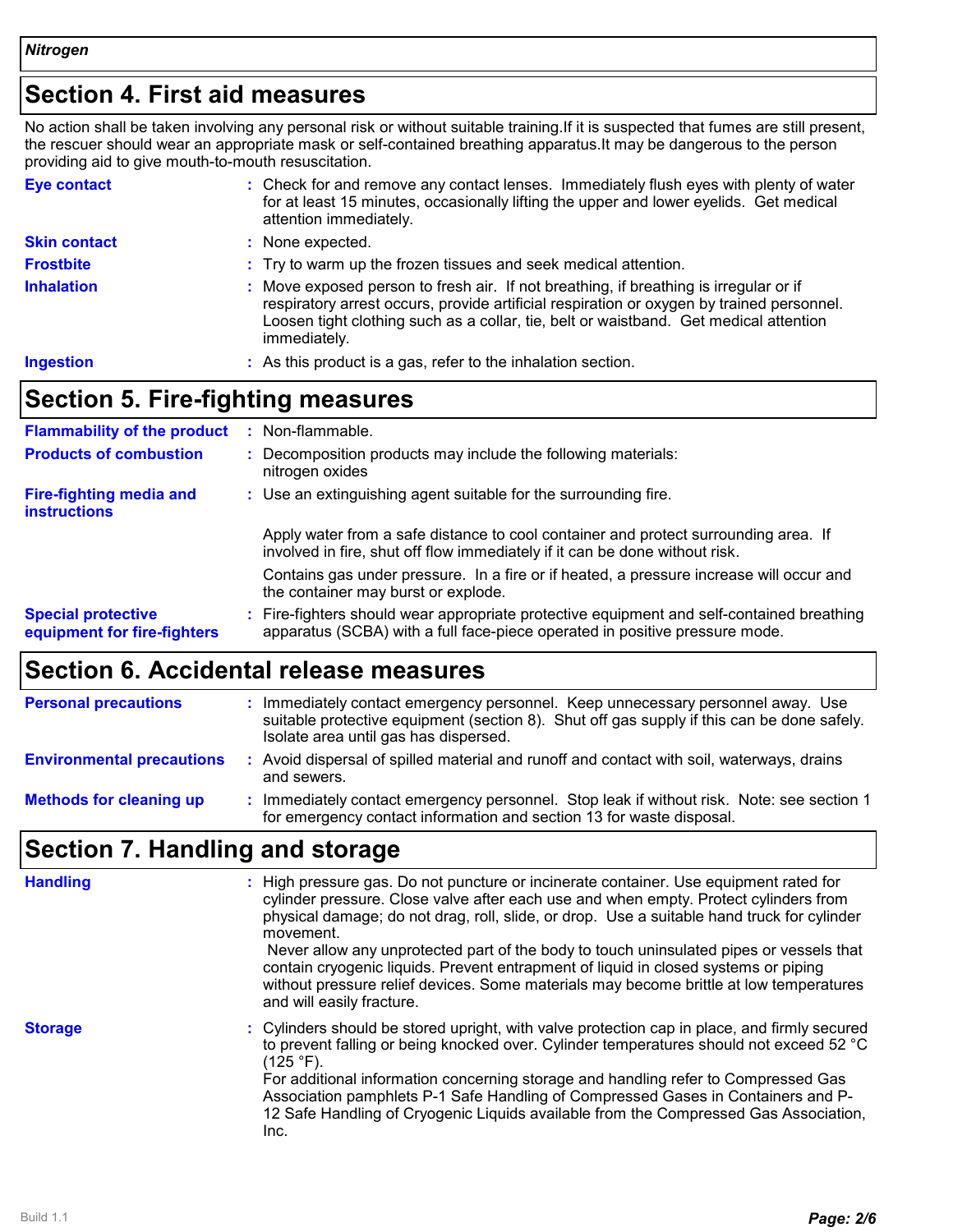*Nitrogen*

## Section 4. First aid measures

No action shall be taken involving any personal risk or without suitable training.If it is suspected that fumes are still present, the rescuer should wear an appropriate mask or self-contained breathing apparatus.It may be dangerous to the person providing aid to give mouth-to-mouth resuscitation.

**Eye contact** : Check for and remove any contact lenses. Immediately flush eyes with plenty of water for at least 15 minutes, occasionally lifting the upper and lower eyelids. Get medical attention immediately.

**Skin contact** : None expected.

**Frostbite** : Try to warm up the frozen tissues and seek medical attention.

**Inhalation** : Move exposed person to fresh air. If not breathing, if breathing is irregular or if respiratory arrest occurs, provide artificial respiration or oxygen by trained personnel. Loosen tight clothing such as a collar, tie, belt or waistband. Get medical attention immediately.

**Ingestion** : As this product is a gas, refer to the inhalation section.

## Section 5. Fire-fighting measures

**Flammability of the product** : Non-flammable.

**Products of combustion** : Decomposition products may include the following materials: nitrogen oxides

**Fire-fighting media and instructions** : Use an extinguishing agent suitable for the surrounding fire.

Apply water from a safe distance to cool container and protect surrounding area. If involved in fire, shut off flow immediately if it can be done without risk.

Contains gas under pressure. In a fire or if heated, a pressure increase will occur and the container may burst or explode.

**Special protective equipment for fire-fighters** : Fire-fighters should wear appropriate protective equipment and self-contained breathing apparatus (SCBA) with a full face-piece operated in positive pressure mode.

## Section 6. Accidental release measures

**Personal precautions** : Immediately contact emergency personnel. Keep unnecessary personnel away. Use suitable protective equipment (section 8). Shut off gas supply if this can be done safely. Isolate area until gas has dispersed.

**Environmental precautions** : Avoid dispersal of spilled material and runoff and contact with soil, waterways, drains and sewers.

**Methods for cleaning up** : Immediately contact emergency personnel. Stop leak if without risk. Note: see section 1 for emergency contact information and section 13 for waste disposal.

## Section 7. Handling and storage

**Handling** : High pressure gas. Do not puncture or incinerate container. Use equipment rated for cylinder pressure. Close valve after each use and when empty. Protect cylinders from physical damage; do not drag, roll, slide, or drop. Use a suitable hand truck for cylinder movement.
Never allow any unprotected part of the body to touch uninsulated pipes or vessels that contain cryogenic liquids. Prevent entrapment of liquid in closed systems or piping without pressure relief devices. Some materials may become brittle at low temperatures and will easily fracture.

**Storage** : Cylinders should be stored upright, with valve protection cap in place, and firmly secured to prevent falling or being knocked over. Cylinder temperatures should not exceed 52 °C (125 °F).
For additional information concerning storage and handling refer to Compressed Gas Association pamphlets P-1 Safe Handling of Compressed Gases in Containers and P-12 Safe Handling of Cryogenic Liquids available from the Compressed Gas Association, Inc.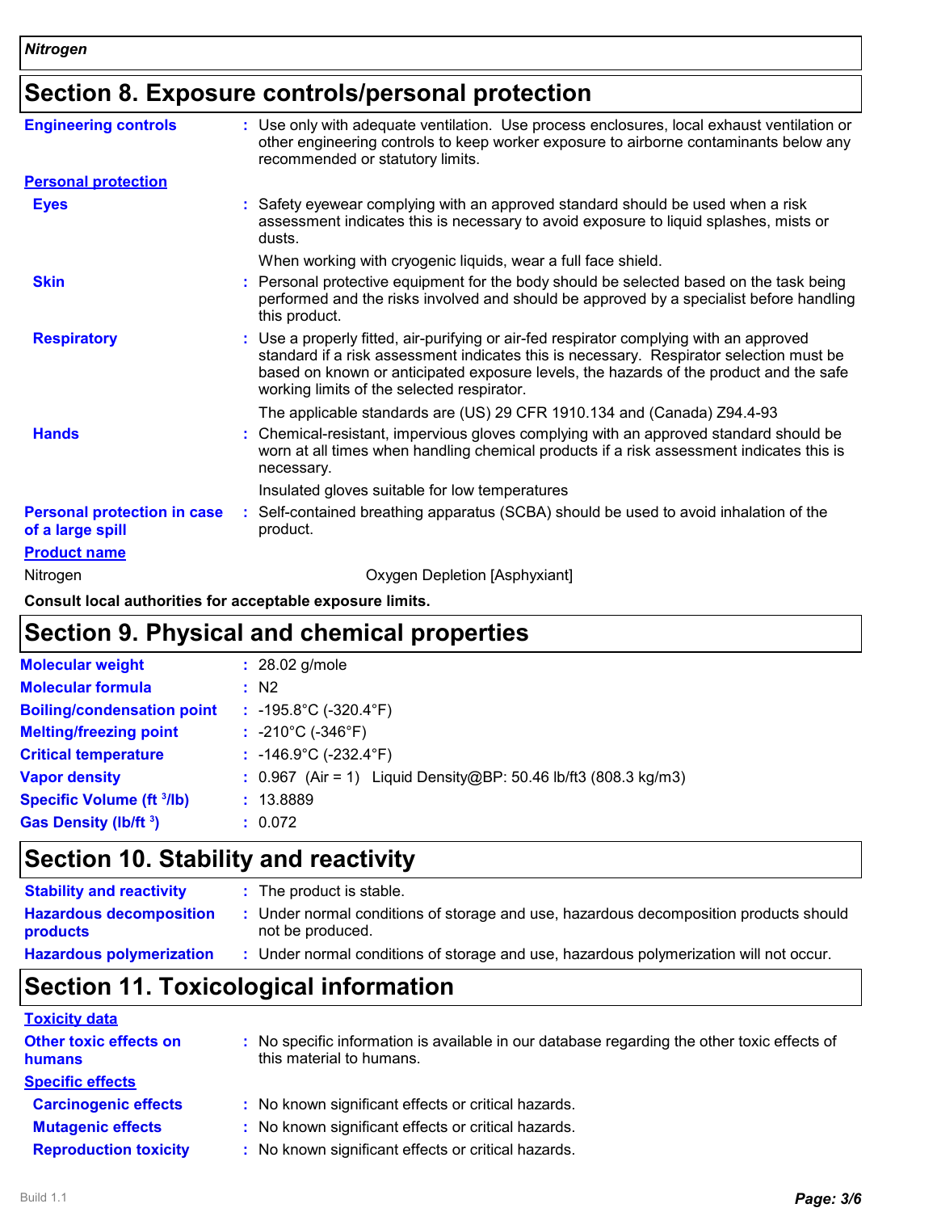*Nitrogen*

## Section 8. Exposure controls/personal protection

**Engineering controls** : Use only with adequate ventilation. Use process enclosures, local exhaust ventilation or other engineering controls to keep worker exposure to airborne contaminants below any recommended or statutory limits.

**Personal protection**

**Eyes** : Safety eyewear complying with an approved standard should be used when a risk assessment indicates this is necessary to avoid exposure to liquid splashes, mists or dusts.

When working with cryogenic liquids, wear a full face shield.

**Skin** : Personal protective equipment for the body should be selected based on the task being performed and the risks involved and should be approved by a specialist before handling this product.

**Respiratory** : Use a properly fitted, air-purifying or air-fed respirator complying with an approved standard if a risk assessment indicates this is necessary. Respirator selection must be based on known or anticipated exposure levels, the hazards of the product and the safe working limits of the selected respirator.

The applicable standards are (US) 29 CFR 1910.134 and (Canada) Z94.4-93

**Hands** : Chemical-resistant, impervious gloves complying with an approved standard should be worn at all times when handling chemical products if a risk assessment indicates this is necessary.

Insulated gloves suitable for low temperatures

**Personal protection in case of a large spill** : Self-contained breathing apparatus (SCBA) should be used to avoid inhalation of the product.

| Product name | |
|---|---|
| Nitrogen | Oxygen Depletion [Asphyxiant] |

**Consult local authorities for acceptable exposure limits.**

## Section 9. Physical and chemical properties

**Molecular weight** : 28.02 g/mole

**Molecular formula** : N2

**Boiling/condensation point** : -195.8°C (-320.4°F)

**Melting/freezing point** : -210°C (-346°F)

**Critical temperature** : -146.9°C (-232.4°F)

**Vapor density** : 0.967 (Air = 1) Liquid Density@BP: 50.46 lb/ft3 (808.3 kg/m3)

**Specific Volume ($ft^3$/lb)** : 13.8889

**Gas Density (lb/$ft^3$)** : 0.072

## Section 10. Stability and reactivity

**Stability and reactivity** : The product is stable.

**Hazardous decomposition products** : Under normal conditions of storage and use, hazardous decomposition products should not be produced.

**Hazardous polymerization** : Under normal conditions of storage and use, hazardous polymerization will not occur.

## Section 11. Toxicological information

**Toxicity data**

**Other toxic effects on humans** : No specific information is available in our database regarding the other toxic effects of this material to humans.

**Specific effects**

**Carcinogenic effects** : No known significant effects or critical hazards.

**Mutagenic effects** : No known significant effects or critical hazards.

**Reproduction toxicity** : No known significant effects or critical hazards.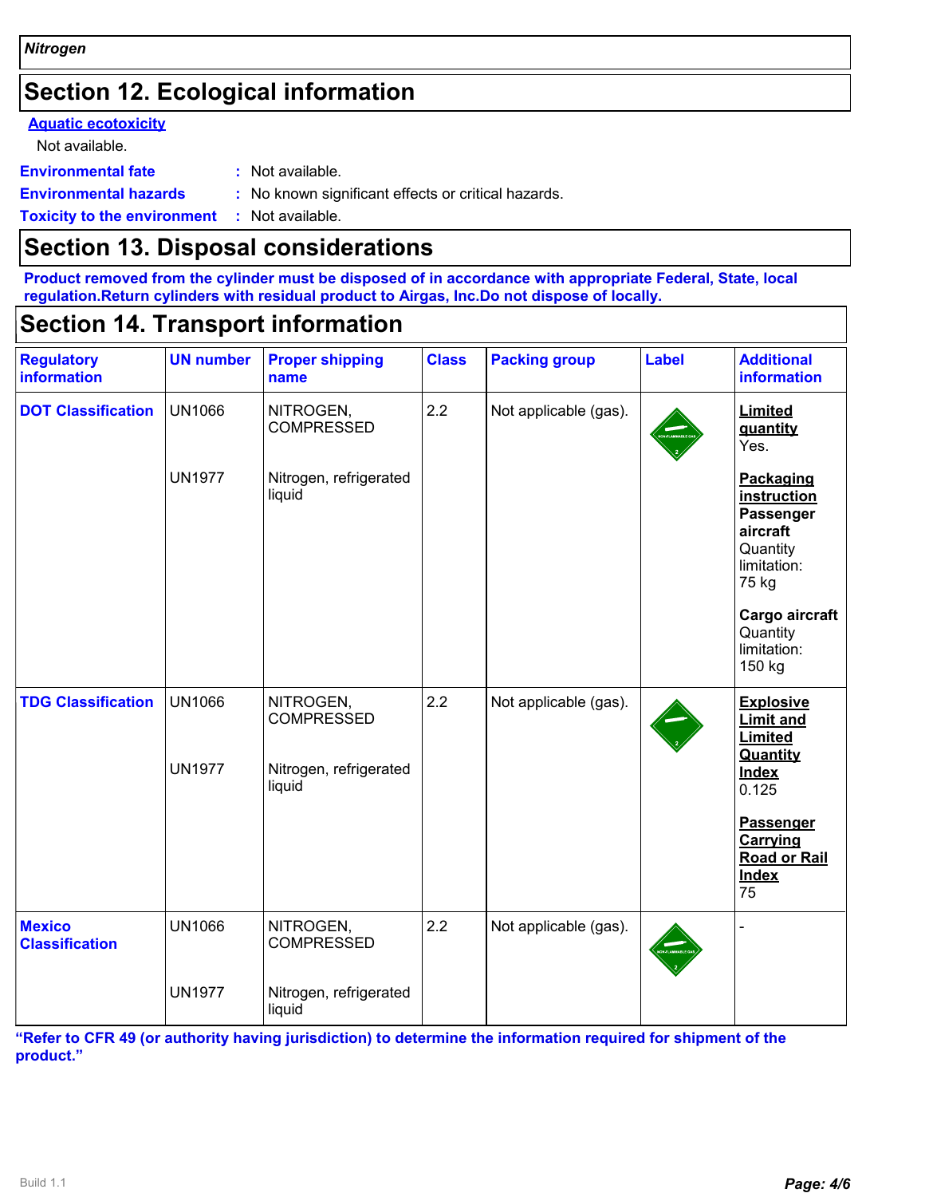**Nitrogen**

## Section 12. Ecological information

**Aquatic ecotoxicity**

Not available.

**Environmental fate** : Not available.

**Environmental hazards** : No known significant effects or critical hazards.

**Toxicity to the environment** : Not available.

## Section 13. Disposal considerations

**Product removed from the cylinder must be disposed of in accordance with appropriate Federal, State, local regulation.Return cylinders with residual product to Airgas, Inc.Do not dispose of locally.**

## Section 14. Transport information

| Regulatory information | UN number | Proper shipping name | Class | Packing group | Label | Additional information |
|---|---|---|---|---|---|---|
| **DOT Classification** | UN1066<br><br>UN1977 | NITROGEN, COMPRESSED<br><br>Nitrogen, refrigerated liquid | 2.2 | Not applicable (gas). | | **Limited quantity** Yes.<br><br>**Packaging instruction**<br>**Passenger aircraft** Quantity limitation: 75 kg<br><br>**Cargo aircraft** Quantity limitation: 150 kg |
| **TDG Classification** | UN1066<br><br>UN1977 | NITROGEN, COMPRESSED<br><br>Nitrogen, refrigerated liquid | 2.2 | Not applicable (gas). | | **Explosive Limit and Limited Quantity Index** 0.125<br><br>**Passenger Carrying Road or Rail Index** 75 |
| **Mexico Classification** | UN1066<br><br>UN1977 | NITROGEN, COMPRESSED<br><br>Nitrogen, refrigerated liquid | 2.2 | Not applicable (gas). | | - |

**"Refer to CFR 49 (or authority having jurisdiction) to determine the information required for shipment of the product."**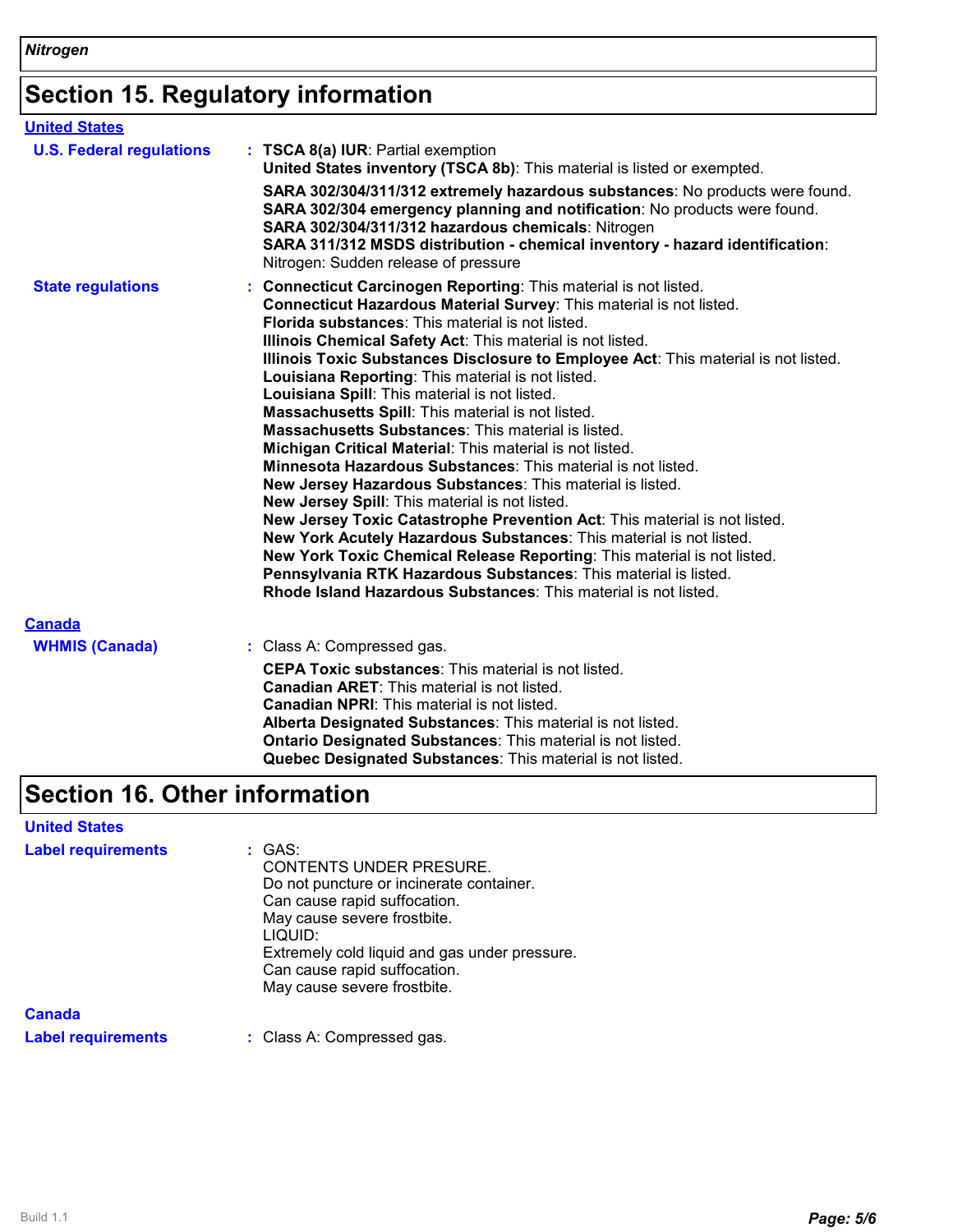*Nitrogen*

## Section 15. Regulatory information

**United States**

**U.S. Federal regulations** : **TSCA 8(a) IUR**: Partial exemption
**United States inventory (TSCA 8b)**: This material is listed or exempted.

**SARA 302/304/311/312 extremely hazardous substances**: No products were found.
**SARA 302/304 emergency planning and notification**: No products were found.
**SARA 302/304/311/312 hazardous chemicals**: Nitrogen
**SARA 311/312 MSDS distribution - chemical inventory - hazard identification**: Nitrogen: Sudden release of pressure

**State regulations** : **Connecticut Carcinogen Reporting**: This material is not listed.
**Connecticut Hazardous Material Survey**: This material is not listed.
**Florida substances**: This material is not listed.
**Illinois Chemical Safety Act**: This material is not listed.
**Illinois Toxic Substances Disclosure to Employee Act**: This material is not listed.
**Louisiana Reporting**: This material is not listed.
**Louisiana Spill**: This material is not listed.
**Massachusetts Spill**: This material is not listed.
**Massachusetts Substances**: This material is listed.
**Michigan Critical Material**: This material is not listed.
**Minnesota Hazardous Substances**: This material is not listed.
**New Jersey Hazardous Substances**: This material is listed.
**New Jersey Spill**: This material is not listed.
**New Jersey Toxic Catastrophe Prevention Act**: This material is not listed.
**New York Acutely Hazardous Substances**: This material is not listed.
**New York Toxic Chemical Release Reporting**: This material is not listed.
**Pennsylvania RTK Hazardous Substances**: This material is listed.
**Rhode Island Hazardous Substances**: This material is not listed.

**Canada**

**WHMIS (Canada)** : Class A: Compressed gas.

**CEPA Toxic substances**: This material is not listed.
**Canadian ARET**: This material is not listed.
**Canadian NPRI**: This material is not listed.
**Alberta Designated Substances**: This material is not listed.
**Ontario Designated Substances**: This material is not listed.
**Quebec Designated Substances**: This material is not listed.

## Section 16. Other information

**United States**

**Label requirements** : GAS:
CONTENTS UNDER PRESURE.
Do not puncture or incinerate container.
Can cause rapid suffocation.
May cause severe frostbite.
LIQUID:
Extremely cold liquid and gas under pressure.
Can cause rapid suffocation.
May cause severe frostbite.

**Canada**

**Label requirements** : Class A: Compressed gas.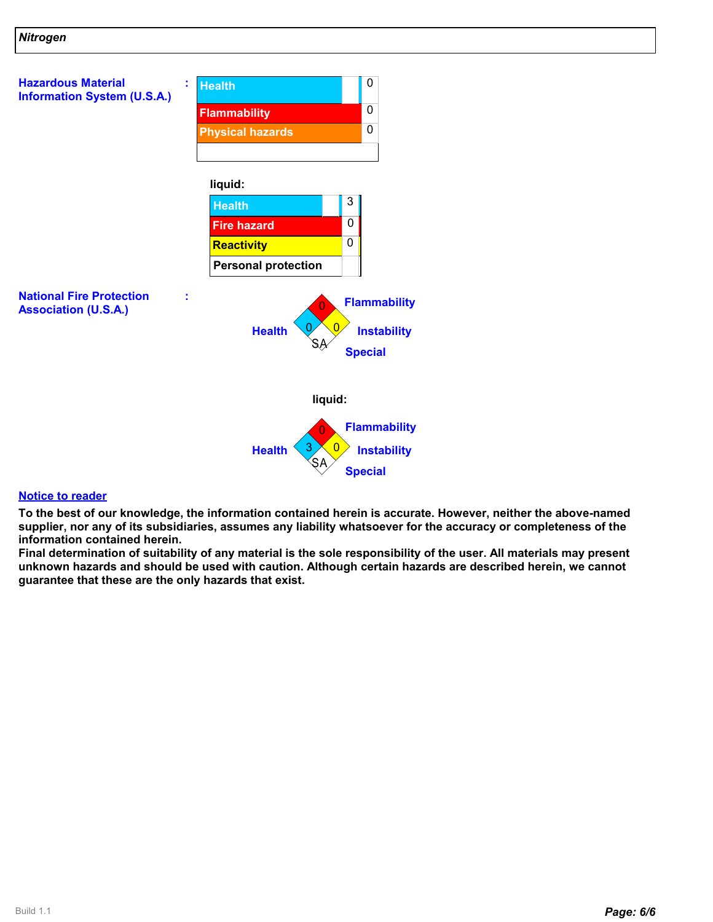***Nitrogen***

**Hazardous Material Information System (U.S.A.)** :

| | |
|---|---|
| Health | 0 |
| Flammability | 0 |
| Physical hazards | 0 |
| | |

**liquid:**

| | |
|---|---|
| Health | 3 |
| Fire hazard | 0 |
| Reactivity | 0 |
| Personal protection | |

**National Fire Protection Association (U.S.A.)** :

Flammability 0
Health 0
Instability 0
Special SA

**liquid:**

Flammability 0
Health 3
Instability 0
Special SA

**Notice to reader**

**To the best of our knowledge, the information contained herein is accurate. However, neither the above-named supplier, nor any of its subsidiaries, assumes any liability whatsoever for the accuracy or completeness of the information contained herein.**
**Final determination of suitability of any material is the sole responsibility of the user. All materials may present unknown hazards and should be used with caution. Although certain hazards are described herein, we cannot guarantee that these are the only hazards that exist.**

Build 1.1